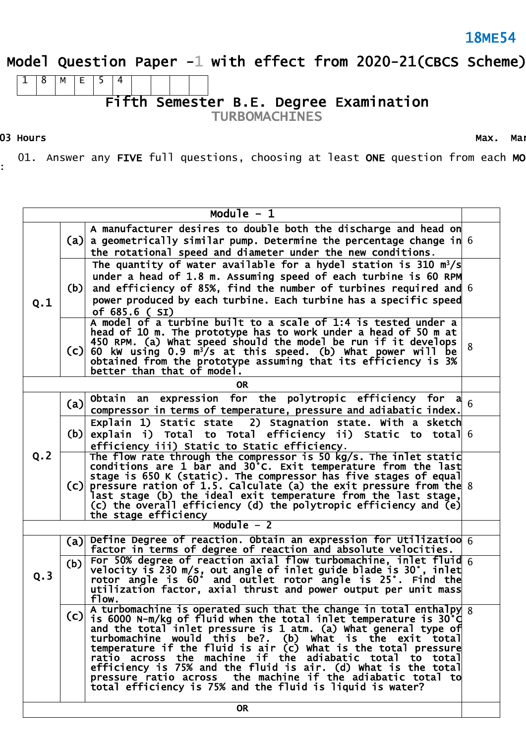18ME54

# Model Question Paper -1 with effect from 2020-21(CBCS Scheme)

| 1 | 8 | M | E | 5 | 4 | | | | |
|---|---|---|---|---|---|---|---|---|---|

## Fifth Semester B.E. Degree Examination

### TURBOMACHINES

03 Hours Max. Mar

01. Answer any **FIVE** full questions, choosing at least **ONE** question from each **MO**

| | | Module – 1 | |
|---|---|---|---|
| Q.1 | (a) | A manufacturer desires to double both the discharge and head on a geometrically similar pump. Determine the percentage change in the rotational speed and diameter under the new conditions. | 6 |
| | (b) | The quantity of water available for a hydel station is 310 $m^3/s$ under a head of 1.8 m. Assuming speed of each turbine is 60 RPM and efficiency of 85%, find the number of turbines required and power produced by each turbine. Each turbine has a specific speed of 685.6 ( SI) | 6 |
| | (c) | A model of a turbine built to a scale of 1:4 is tested under a head of 10 m. The prototype has to work under a head of 50 m at 450 RPM. (a) What speed should the model be run if it develops 60 kW using 0.9 $m^3/s$ at this speed. (b) What power will be obtained from the prototype assuming that its efficiency is 3% better than that of model. | 8 |
| | | OR | |
| Q.2 | (a) | Obtain an expression for the polytropic efficiency for a compressor in terms of temperature, pressure and adiabatic index. | 6 |
| | (b) | Explain 1) Static state 2) Stagnation state. With a sketch explain i) Total to Total efficiency ii) Static to total efficiency iii) Static to Static efficiency. | 6 |
| | (c) | The flow rate through the compressor is 50 kg/s. The inlet static conditions are 1 bar and 30°C. Exit temperature from the last stage is 650 K (static). The compressor has five stages of equal pressure ration of 1.5. Calculate (a) the exit pressure from the last stage (b) the ideal exit temperature from the last stage, (c) the overall efficiency (d) the polytropic efficiency and (e) the stage efficiency | 8 |
| | | Module – 2 | |
| Q.3 | (a) | Define Degree of reaction. Obtain an expression for Utilizatioo factor in terms of degree of reaction and absolute velocities. | 6 |
| | (b) | For 50% degree of reaction axial flow turbomachine, inlet fluid velocity is 230 m/s, out angle of inlet guide blade is 30°, inlet rotor angle is 60° and outlet rotor angle is 25°. Find the utilization factor, axial thrust and power output per unit mass flow. | 6 |
| | (c) | A turbomachine is operated such that the change in total enthalpy is 6000 N-m/kg of fluid when the total inlet temperature is 30°C and the total inlet pressure is 1 atm. (a) What general type of turbomachine would this be?. (b) What is the exit total temperature if the fluid is air (c) What is the total pressure ratio across the machine if the adiabatic total to total efficiency is 75% and the fluid is air. (d) What is the total pressure ratio across the machine if the adiabatic total to total efficiency is 75% and the fluid is liquid is water? | 8 |
| | | OR | |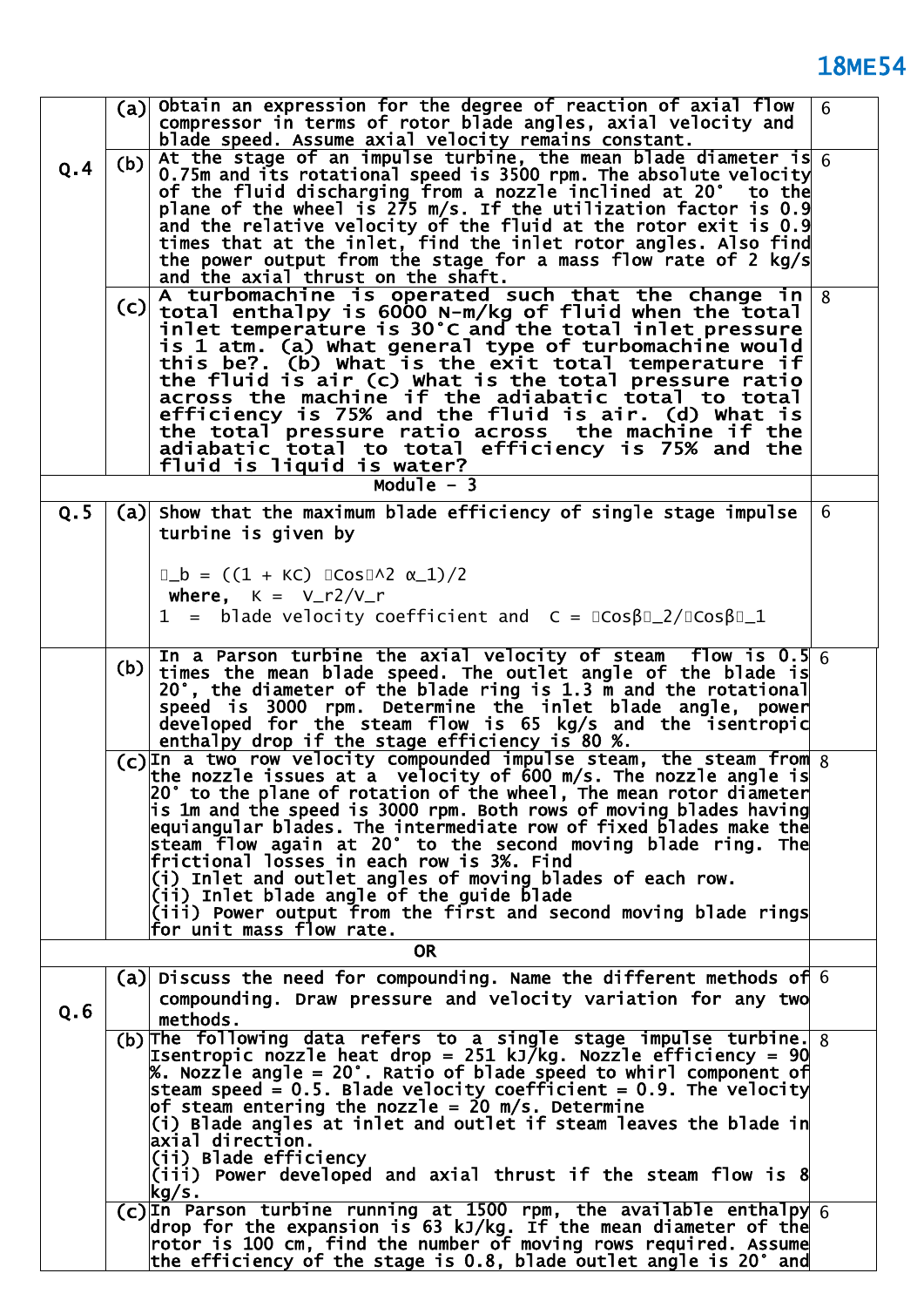| | | | |
|---|---|---|---|
| Q.4 | (a) | Obtain an expression for the degree of reaction of axial flow compressor in terms of rotor blade angles, axial velocity and blade speed. Assume axial velocity remains constant. | 6 |
| | (b) | At the stage of an impulse turbine, the mean blade diameter is 0.75m and its rotational speed is 3500 rpm. The absolute velocity of the fluid discharging from a nozzle inclined at 20° to the plane of the wheel is 275 m/s. If the utilization factor is 0.9 and the relative velocity of the fluid at the rotor exit is 0.9 times that at the inlet, find the inlet rotor angles. Also find the power output from the stage for a mass flow rate of 2 kg/s and the axial thrust on the shaft. | 6 |
| | (c) | A turbomachine is operated such that the change in total enthalpy is 6000 N-m/kg of fluid when the total inlet temperature is 30°C and the total inlet pressure is 1 atm. (a) What general type of turbomachine would this be?. (b) What is the exit total temperature if the fluid is air (c) What is the total pressure ratio across the machine if the adiabatic total to total efficiency is 75% and the fluid is air. (d) What is the total pressure ratio across the machine if the adiabatic total to total efficiency is 75% and the fluid is liquid is water? | 8 |
| | | **Module – 3** | |
| Q.5 | (a) | Show that the maximum blade efficiency of single stage impulse turbine is given by<br><br>$\eta_b = ((1 + KC) \cos^2 \alpha_1)/2$<br>**where,** $K = V_{r2}/V_r$<br>1 = blade velocity coefficient and $C = \cos\beta_2/\cos\beta_1$ | 6 |
| | (b) | In a Parson turbine the axial velocity of steam flow is 0.5 times the mean blade speed. The outlet angle of the blade is 20°, the diameter of the blade ring is 1.3 m and the rotational speed is 3000 rpm. Determine the inlet blade angle, power developed for the steam flow is 65 kg/s and the isentropic enthalpy drop if the stage efficiency is 80 %. | 6 |
| | (c) | In a two row velocity compounded impulse steam, the steam from the nozzle issues at a velocity of 600 m/s. The nozzle angle is 20° to the plane of rotation of the wheel, The mean rotor diameter is 1m and the speed is 3000 rpm. Both rows of moving blades having equiangular blades. The intermediate row of fixed blades make the steam flow again at 20° to the second moving blade ring. The frictional losses in each row is 3%. Find<br>(i) Inlet and outlet angles of moving blades of each row.<br>(ii) Inlet blade angle of the guide blade<br>(iii) Power output from the first and second moving blade rings for unit mass flow rate. | 8 |
| | | **OR** | |
| Q.6 | (a) | Discuss the need for compounding. Name the different methods of compounding. Draw pressure and velocity variation for any two methods. | 6 |
| | (b) | The following data refers to a single stage impulse turbine. Isentropic nozzle heat drop = 251 kJ/kg. Nozzle efficiency = 90 %. Nozzle angle = 20°. Ratio of blade speed to whirl component of steam speed = 0.5. Blade velocity coefficient = 0.9. The velocity of steam entering the nozzle = 20 m/s. Determine<br>(i) Blade angles at inlet and outlet if steam leaves the blade in axial direction.<br>(ii) Blade efficiency<br>(iii) Power developed and axial thrust if the steam flow is 8 kg/s. | 8 |
| | (c) | In Parson turbine running at 1500 rpm, the available enthalpy drop for the expansion is 63 kJ/kg. If the mean diameter of the rotor is 100 cm, find the number of moving rows required. Assume the efficiency of the stage is 0.8, blade outlet angle is 20° and | 6 |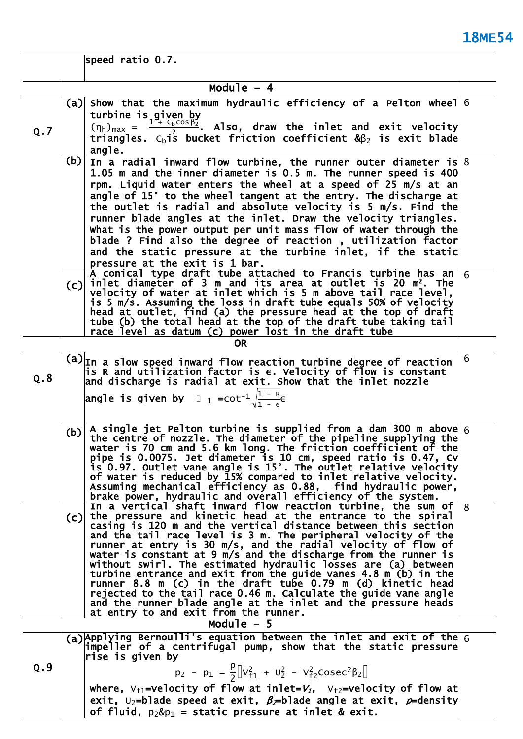| | | | |
|---|---|---|---|
| | | speed ratio 0.7. | |
| **Module – 4** | | | |
| Q.7 | (a) | Show that the maximum hydraulic efficiency of a Pelton wheel turbine is given by $(\eta_h)_{max} = \frac{1 + C_b \cos \beta_2}{2}$. Also, draw the inlet and exit velocity triangles. $C_b$ is bucket friction coefficient & $\beta_2$ is exit blade angle. | 6 |
| | (b) | In a radial inward flow turbine, the runner outer diameter is 1.05 m and the inner diameter is 0.5 m. The runner speed is 400 rpm. Liquid water enters the wheel at a speed of 25 m/s at an angle of 15° to the wheel tangent at the entry. The discharge at the outlet is radial and absolute velocity is 5 m/s. Find the runner blade angles at the inlet. Draw the velocity triangles. What is the power output per unit mass flow of water through the blade ? Find also the degree of reaction , utilization factor and the static pressure at the turbine inlet, if the static pressure at the exit is 1 bar. | 8 |
| | (c) | A conical type draft tube attached to Francis turbine has an inlet diameter of 3 m and its area at outlet is 20 $m^2$. The velocity of water at inlet which is 5 m above tail race level, is 5 m/s. Assuming the loss in draft tube equals 50% of velocity head at outlet, find (a) the pressure head at the top of draft tube (b) the total head at the top of the draft tube taking tail race level as datum (c) power lost in the draft tube | 6 |
| **OR** | | | |
| Q.8 | (a) | In a slow speed inward flow reaction turbine degree of reaction is R and utilization factor is ϵ. Velocity of flow is constant and discharge is radial at exit. Show that the inlet nozzle angle is given by $\alpha_1 = \cot^{-1}\sqrt{\frac{1-R}{1-\epsilon}\epsilon}$ | 6 |
| | (b) | A single jet Pelton turbine is supplied from a dam 300 m above the centre of nozzle. The diameter of the pipeline supplying the water is 70 cm and 5.6 km long. The friction coefficient of the pipe is 0.0075. Jet diameter is 10 cm, speed ratio is 0.47, Cv is 0.97. Outlet vane angle is 15°. The outlet relative velocity of water is reduced by 15% compared to inlet relative velocity. Assuming mechanical efficiency as 0.88, find hydraulic power, brake power, hydraulic and overall efficiency of the system. | 6 |
| | (c) | In a vertical shaft inward flow reaction turbine, the sum of the pressure and kinetic head at the entrance to the spiral casing is 120 m and the vertical distance between this section and the tail race level is 3 m. The peripheral velocity of the runner at entry is 30 m/s, and the radial velocity of flow of water is constant at 9 m/s and the discharge from the runner is without swirl. The estimated hydraulic losses are (a) between turbine entrance and exit from the guide vanes 4.8 m (b) in the runner 8.8 m (c) in the draft tube 0.79 m (d) kinetic head rejected to the tail race 0.46 m. Calculate the guide vane angle and the runner blade angle at the inlet and the pressure heads at entry to and exit from the runner. | 8 |
| **Module – 5** | | | |
| Q.9 | (a) | Applying Bernoulli's equation between the inlet and exit of the impeller of a centrifugal pump, show that the static pressure rise is given by $$p_2 - p_1 = \frac{\rho}{2}\left[V_{f1}^2 + U_2^2 - V_{f2}^2 \operatorname{Cosec}^2\beta_2\right]$$ where, $V_{f1}$=velocity of flow at inlet=$V_1$, $V_{f2}$=velocity of flow at exit, $U_2$=blade speed at exit, $\beta_2$=blade angle at exit, $\rho$=density of fluid, $p_2$&$p_1$ = static pressure at inlet & exit. | 6 |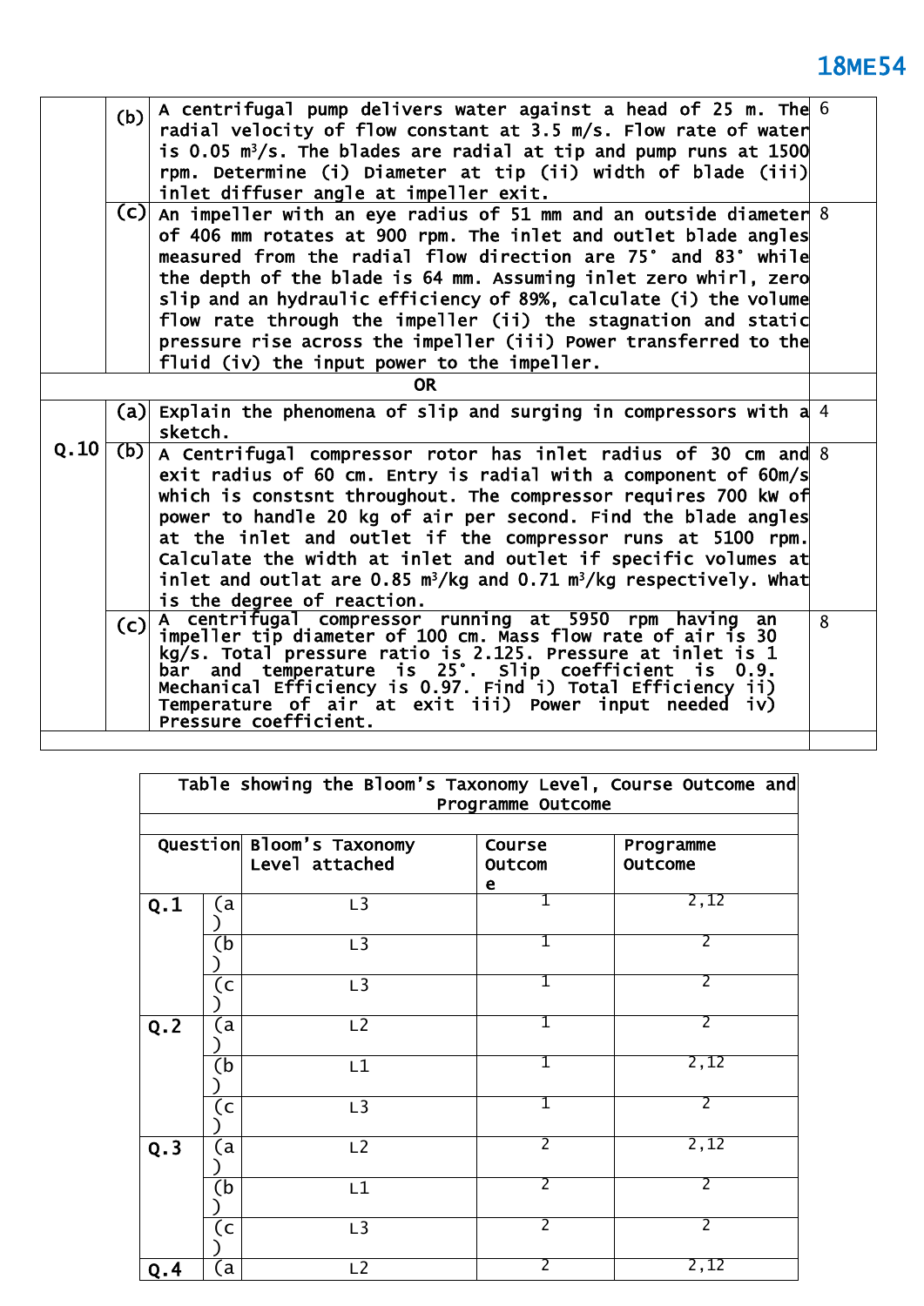| | | | |
|---|---|---|---|
| | (b) | A centrifugal pump delivers water against a head of 25 m. The radial velocity of flow constant at 3.5 m/s. Flow rate of water is 0.05 $m^3$/s. The blades are radial at tip and pump runs at 1500 rpm. Determine (i) Diameter at tip (ii) width of blade (iii) inlet diffuser angle at impeller exit. | 6 |
| | (c) | An impeller with an eye radius of 51 mm and an outside diameter of 406 mm rotates at 900 rpm. The inlet and outlet blade angles measured from the radial flow direction are 75° and 83° while the depth of the blade is 64 mm. Assuming inlet zero whirl, zero slip and an hydraulic efficiency of 89%, calculate (i) the volume flow rate through the impeller (ii) the stagnation and static pressure rise across the impeller (iii) Power transferred to the fluid (iv) the input power to the impeller. | 8 |
| | | **OR** | |
| **Q.10** | (a) | Explain the phenomena of slip and surging in compressors with a sketch. | 4 |
| | (b) | A Centrifugal compressor rotor has inlet radius of 30 cm and exit radius of 60 cm. Entry is radial with a component of 60m/s which is constsnt throughout. The compressor requires 700 kW of power to handle 20 kg of air per second. Find the blade angles at the inlet and outlet if the compressor runs at 5100 rpm. Calculate the width at inlet and outlet if specific volumes at inlet and outlat are 0.85 $m^3$/kg and 0.71 $m^3$/kg respectively. What is the degree of reaction. | 8 |
| | (c) | A centrifugal compressor running at 5950 rpm having an impeller tip diameter of 100 cm. Mass flow rate of air is 30 kg/s. Total pressure ratio is 2.125. Pressure at inlet is 1 bar and temperature is 25°. Slip coefficient is 0.9. Mechanical Efficiency is 0.97. Find i) Total Efficiency ii) Temperature of air at exit iii) Power input needed iv) Pressure coefficient. | 8 |

| Table showing the Bloom's Taxonomy Level, Course Outcome and Programme Outcome | | | | |
|---|---|---|---|---|
| Question | | Bloom's Taxonomy Level attached | Course Outcome | Programme Outcome |
| **Q.1** | (a) | L3 | 1 | 2,12 |
| | (b) | L3 | 1 | 2 |
| | (c) | L3 | 1 | 2 |
| **Q.2** | (a) | L2 | 1 | 2 |
| | (b) | L1 | 1 | 2,12 |
| | (c) | L3 | 1 | 2 |
| **Q.3** | (a) | L2 | 2 | 2,12 |
| | (b) | L1 | 2 | 2 |
| | (c) | L3 | 2 | 2 |
| **Q.4** | (a) | L2 | 2 | 2,12 |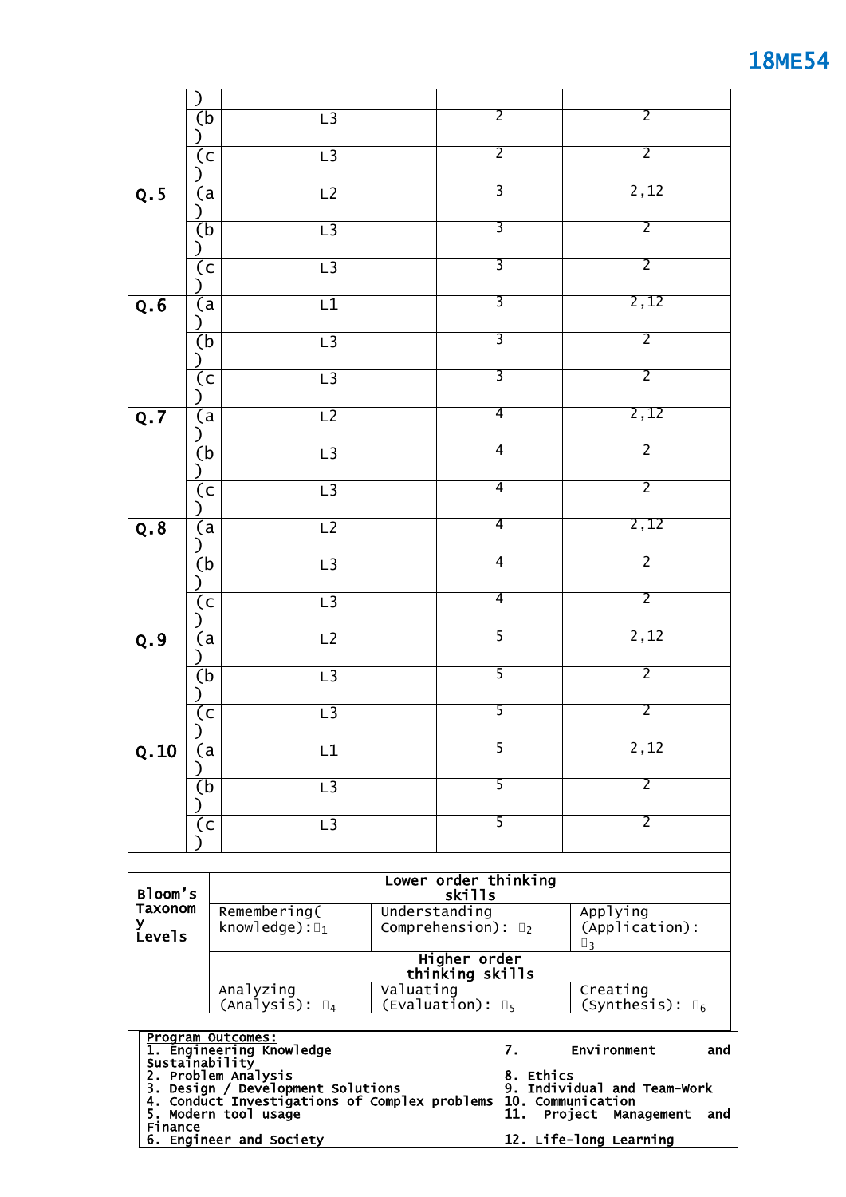| | | | | |
|---|---|---|---|---|
| | (b) | L3 | 2 | 2 |
| | (c) | L3 | 2 | 2 |
| **Q.5** | (a) | L2 | 3 | 2,12 |
| | (b) | L3 | 3 | 2 |
| | (c) | L3 | 3 | 2 |
| **Q.6** | (a) | L1 | 3 | 2,12 |
| | (b) | L3 | 3 | 2 |
| | (c) | L3 | 3 | 2 |
| **Q.7** | (a) | L2 | 4 | 2,12 |
| | (b) | L3 | 4 | 2 |
| | (c) | L3 | 4 | 2 |
| **Q.8** | (a) | L2 | 4 | 2,12 |
| | (b) | L3 | 4 | 2 |
| | (c) | L3 | 4 | 2 |
| **Q.9** | (a) | L2 | 5 | 2,12 |
| | (b) | L3 | 5 | 2 |
| | (c) | L3 | 5 | 2 |
| **Q.10** | (a) | L1 | 5 | 2,12 |
| | (b) | L3 | 5 | 2 |
| | (c) | L3 | 5 | 2 |

| **Bloom's Taxonomy Levels** | **Lower order thinking skills** | | |
|---|---|---|---|
| | Remembering( knowledge): $L_1$ | Understanding Comprehension): $L_2$ | Applying (Application): $L_3$ |
| | **Higher order thinking skills** | | |
| | Analyzing (Analysis): $L_4$ | Valuating (Evaluation): $L_5$ | Creating (Synthesis): $L_6$ |

**Program Outcomes:**

1. Engineering Knowledge
2. Problem Analysis
3. Design / Development Solutions
4. Conduct Investigations of Complex problems
5. Modern tool usage
6. Engineer and Society
7. Environment and Sustainability
8. Ethics
9. Individual and Team-Work
10. Communication
11. Project Management and Finance
12. Life-long Learning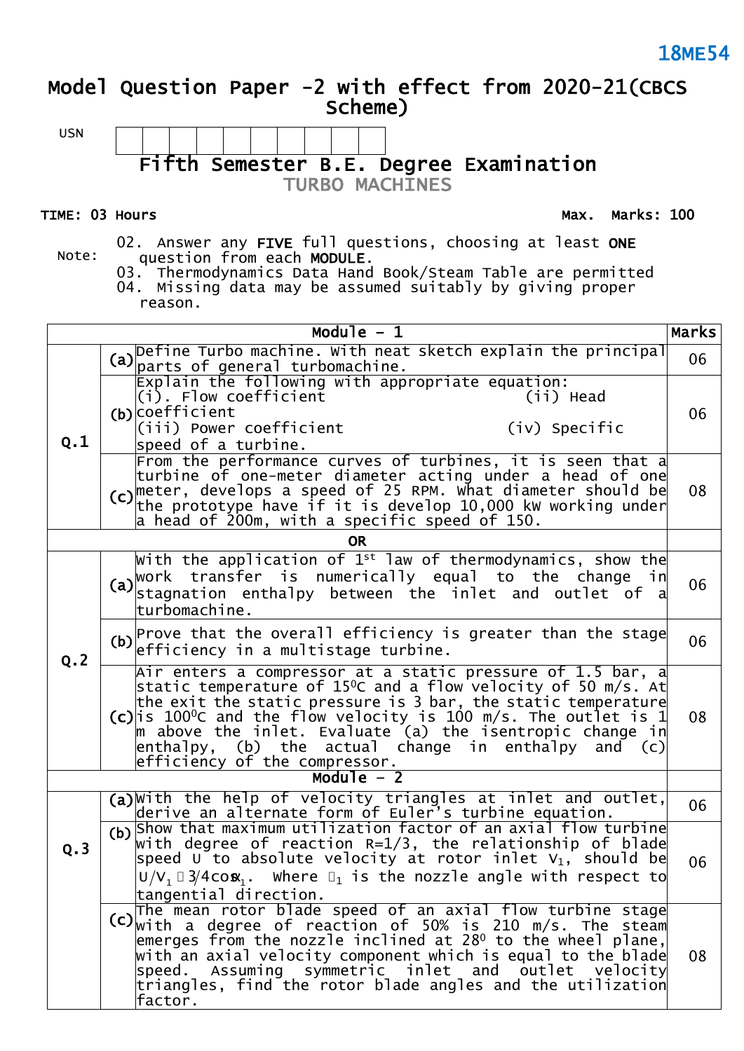**18ME54**

# Model Question Paper -2 with effect from 2020-21(CBCS Scheme)

USN | | | | | | | | | | |

## Fifth Semester B.E. Degree Examination
### TURBO MACHINES

**TIME: 03 Hours** **Max. Marks: 100**

Note:
02. Answer any **FIVE** full questions, choosing at least **ONE** question from each **MODULE**.
03. Thermodynamics Data Hand Book/Steam Table are permitted
04. Missing data may be assumed suitably by giving proper reason.

| | | **Module – 1** | **Marks** |
|---|---|---|---|
| **Q.1** | **(a)** | Define Turbo machine. With neat sketch explain the principal parts of general turbomachine. | 06 |
| | **(b)** | Explain the following with appropriate equation: (i). Flow coefficient (ii) Head coefficient (iii) Power coefficient (iv) Specific speed of a turbine. | 06 |
| | **(c)** | From the performance curves of turbines, it is seen that a turbine of one-meter diameter acting under a head of one meter, develops a speed of 25 RPM. What diameter should be the prototype have if it is develop 10,000 kW working under a head of 200m, with a specific speed of 150. | 08 |
| | | **OR** | |
| **Q.2** | **(a)** | With the application of 1st law of thermodynamics, show the work transfer is numerically equal to the change in stagnation enthalpy between the inlet and outlet of a turbomachine. | 06 |
| | **(b)** | Prove that the overall efficiency is greater than the stage efficiency in a multistage turbine. | 06 |
| | **(c)** | Air enters a compressor at a static pressure of 1.5 bar, a static temperature of 15$^0$C and a flow velocity of 50 m/s. At the exit the static pressure is 3 bar, the static temperature is 100$^0$C and the flow velocity is 100 m/s. The outlet is 1 m above the inlet. Evaluate (a) the isentropic change in enthalpy, (b) the actual change in enthalpy and (c) efficiency of the compressor. | 08 |
| | | **Module – 2** | |
| **Q.3** | **(a)** | With the help of velocity triangles at inlet and outlet, derive an alternate form of Euler's turbine equation. | 06 |
| | **(b)** | Show that maximum utilization factor of an axial flow turbine with degree of reaction R=1/3, the relationship of blade speed U to absolute velocity at rotor inlet $V_1$, should be $U/V_1 = 3/4\cos\alpha_1$. Where $\alpha_1$ is the nozzle angle with respect to tangential direction. | 06 |
| | **(c)** | The mean rotor blade speed of an axial flow turbine stage with a degree of reaction of 50% is 210 m/s. The steam emerges from the nozzle inclined at 28$^0$ to the wheel plane, with an axial velocity component which is equal to the blade speed. Assuming symmetric inlet and outlet velocity triangles, find the rotor blade angles and the utilization factor. | 08 |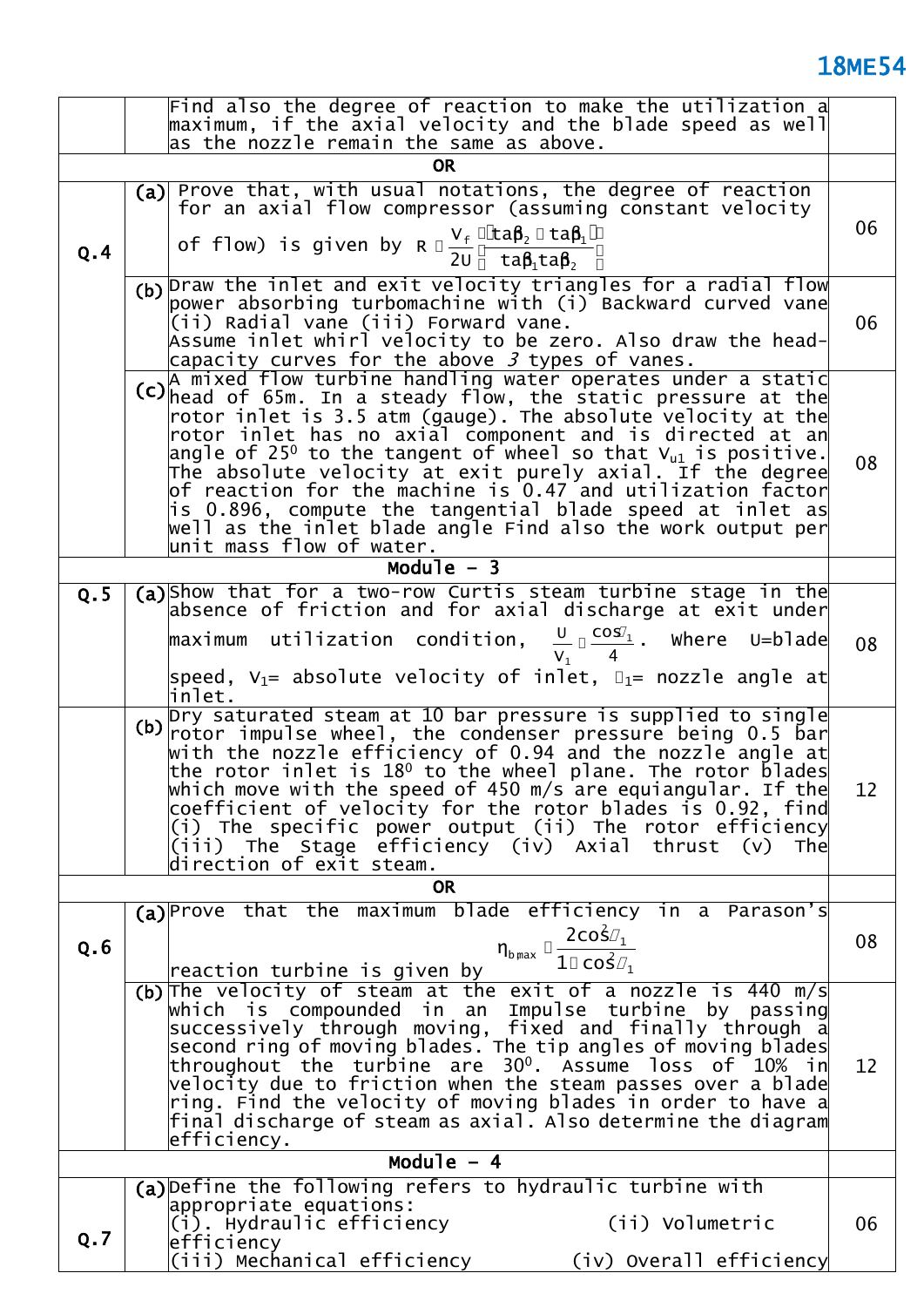| | | | |
|---|---|---|---|
| | | Find also the degree of reaction to make the utilization a maximum, if the axial velocity and the blade speed as well as the nozzle remain the same as above. | |
| | | **OR** | |
| **Q.4** | **(a)** | Prove that, with usual notations, the degree of reaction for an axial flow compressor (assuming constant velocity of flow) is given by $R = \frac{V_f}{2U}\left(\frac{\tan\beta_2 + \tan\beta_1}{\tan\beta_1 \tan\beta_2}\right)$ | 06 |
| | **(b)** | Draw the inlet and exit velocity triangles for a radial flow power absorbing turbomachine with (i) Backward curved vane (ii) Radial vane (iii) Forward vane. Assume inlet whirl velocity to be zero. Also draw the head-capacity curves for the above *3* types of vanes. | 06 |
| | **(c)** | A mixed flow turbine handling water operates under a static head of 65m. In a steady flow, the static pressure at the rotor inlet is 3.5 atm (gauge). The absolute velocity at the rotor inlet has no axial component and is directed at an angle of $25^0$ to the tangent of wheel so that $V_{u1}$ is positive. The absolute velocity at exit purely axial. If the degree of reaction for the machine is 0.47 and utilization factor is 0.896, compute the tangential blade speed at inlet as well as the inlet blade angle Find also the work output per unit mass flow of water. | 08 |
| | | **Module – 3** | |
| **Q.5** | **(a)** | Show that for a two-row Curtis steam turbine stage in the absence of friction and for axial discharge at exit under maximum utilization condition, $\frac{U}{V_1} = \frac{\cos\alpha_1}{4}$. Where U=blade speed, $V_1$= absolute velocity of inlet, $\alpha_1$= nozzle angle at inlet. | 08 |
| | **(b)** | Dry saturated steam at 10 bar pressure is supplied to single rotor impulse wheel, the condenser pressure being 0.5 bar with the nozzle efficiency of 0.94 and the nozzle angle at the rotor inlet is $18^0$ to the wheel plane. The rotor blades which move with the speed of 450 m/s are equiangular. If the coefficient of velocity for the rotor blades is 0.92, find (i) The specific power output (ii) The rotor efficiency (iii) The Stage efficiency (iv) Axial thrust (v) The direction of exit steam. | 12 |
| | | **OR** | |
| **Q.6** | **(a)** | Prove that the maximum blade efficiency in a Parason's reaction turbine is given by $\eta_{b_{max}} = \frac{2\cos^2\alpha_1}{1+\cos^2\alpha_1}$ | 08 |
| | **(b)** | The velocity of steam at the exit of a nozzle is 440 m/s which is compounded in an Impulse turbine by passing successively through moving, fixed and finally through a second ring of moving blades. The tip angles of moving blades throughout the turbine are $30^0$. Assume loss of 10% in velocity due to friction when the steam passes over a blade ring. Find the velocity of moving blades in order to have a final discharge of steam as axial. Also determine the diagram efficiency. | 12 |
| | | **Module – 4** | |
| **Q.7** | **(a)** | Define the following refers to hydraulic turbine with appropriate equations: (i). Hydraulic efficiency (ii) Volumetric efficiency (iii) Mechanical efficiency (iv) Overall efficiency | 06 |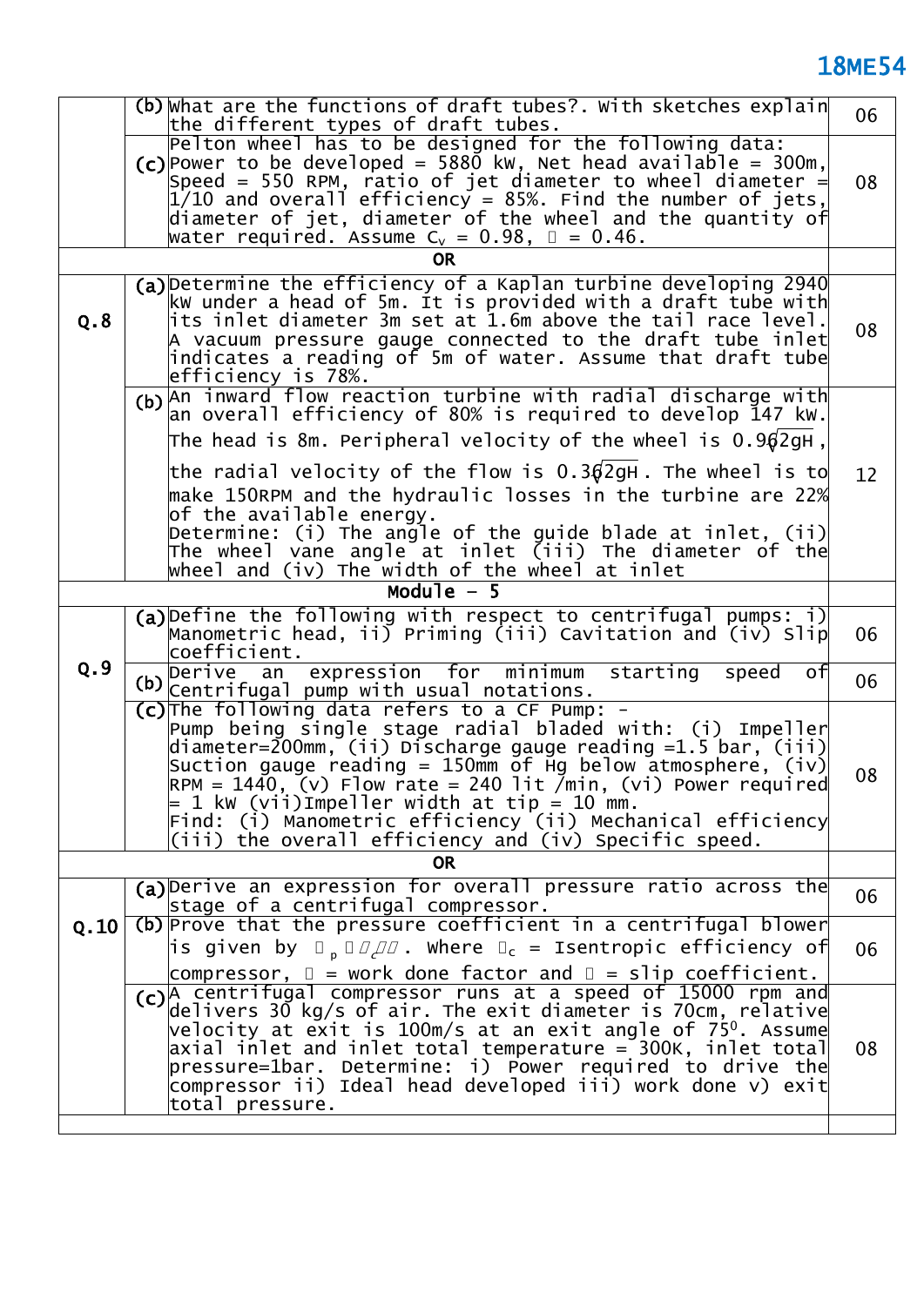| | | | |
|---|---|---|---|
| | (b) | What are the functions of draft tubes?. With sketches explain the different types of draft tubes. | 06 |
| | (c) | Pelton wheel has to be designed for the following data: Power to be developed = 5880 kW, Net head available = 300m, Speed = 550 RPM, ratio of jet diameter to wheel diameter = 1/10 and overall efficiency = 85%. Find the number of jets, diameter of jet, diameter of the wheel and the quantity of water required. Assume $C_v$ = 0.98, $\phi$ = 0.46. | 08 |
| **OR** | | | |
| Q.8 | (a) | Determine the efficiency of a Kaplan turbine developing 2940 kW under a head of 5m. It is provided with a draft tube with its inlet diameter 3m set at 1.6m above the tail race level. A vacuum pressure gauge connected to the draft tube inlet indicates a reading of 5m of water. Assume that draft tube efficiency is 78%. | 08 |
| | (b) | An inward flow reaction turbine with radial discharge with an overall efficiency of 80% is required to develop 147 kW. The head is 8m. Peripheral velocity of the wheel is $0.96\sqrt{2gH}$, the radial velocity of the flow is $0.36\sqrt{2gH}$. The wheel is to make 150RPM and the hydraulic losses in the turbine are 22% of the available energy. Determine: (i) The angle of the guide blade at inlet, (ii) The wheel vane angle at inlet (iii) The diameter of the wheel and (iv) The width of the wheel at inlet | 12 |
| **Module – 5** | | | |
| Q.9 | (a) | Define the following with respect to centrifugal pumps: i) Manometric head, ii) Priming (iii) Cavitation and (iv) Slip coefficient. | 06 |
| | (b) | Derive an expression for minimum starting speed of centrifugal pump with usual notations. | 06 |
| | (c) | The following data refers to a CF Pump: - Pump being single stage radial bladed with: (i) Impeller diameter=200mm, (ii) Discharge gauge reading =1.5 bar, (iii) Suction gauge reading = 150mm of Hg below atmosphere, (iv) RPM = 1440, (v) Flow rate = 240 lit /min, (vi) Power required = 1 kW (vii)Impeller width at tip = 10 mm. Find: (i) Manometric efficiency (ii) Mechanical efficiency (iii) the overall efficiency and (iv) Specific speed. | 08 |
| **OR** | | | |
| Q.10 | (a) | Derive an expression for overall pressure ratio across the stage of a centrifugal compressor. | 06 |
| | (b) | Prove that the pressure coefficient in a centrifugal blower is given by $\psi_p = \eta_c \psi \sigma$. Where $\eta_c$ = Isentropic efficiency of compressor, $\psi$ = work done factor and $\sigma$ = slip coefficient. | 06 |
| | (c) | A centrifugal compressor runs at a speed of 15000 rpm and delivers 30 kg/s of air. The exit diameter is 70cm, relative velocity at exit is 100m/s at an exit angle of 75°. Assume axial inlet and inlet total temperature = 300K, inlet total pressure=1bar. Determine: i) Power required to drive the compressor ii) Ideal head developed iii) work done v) exit total pressure. | 08 |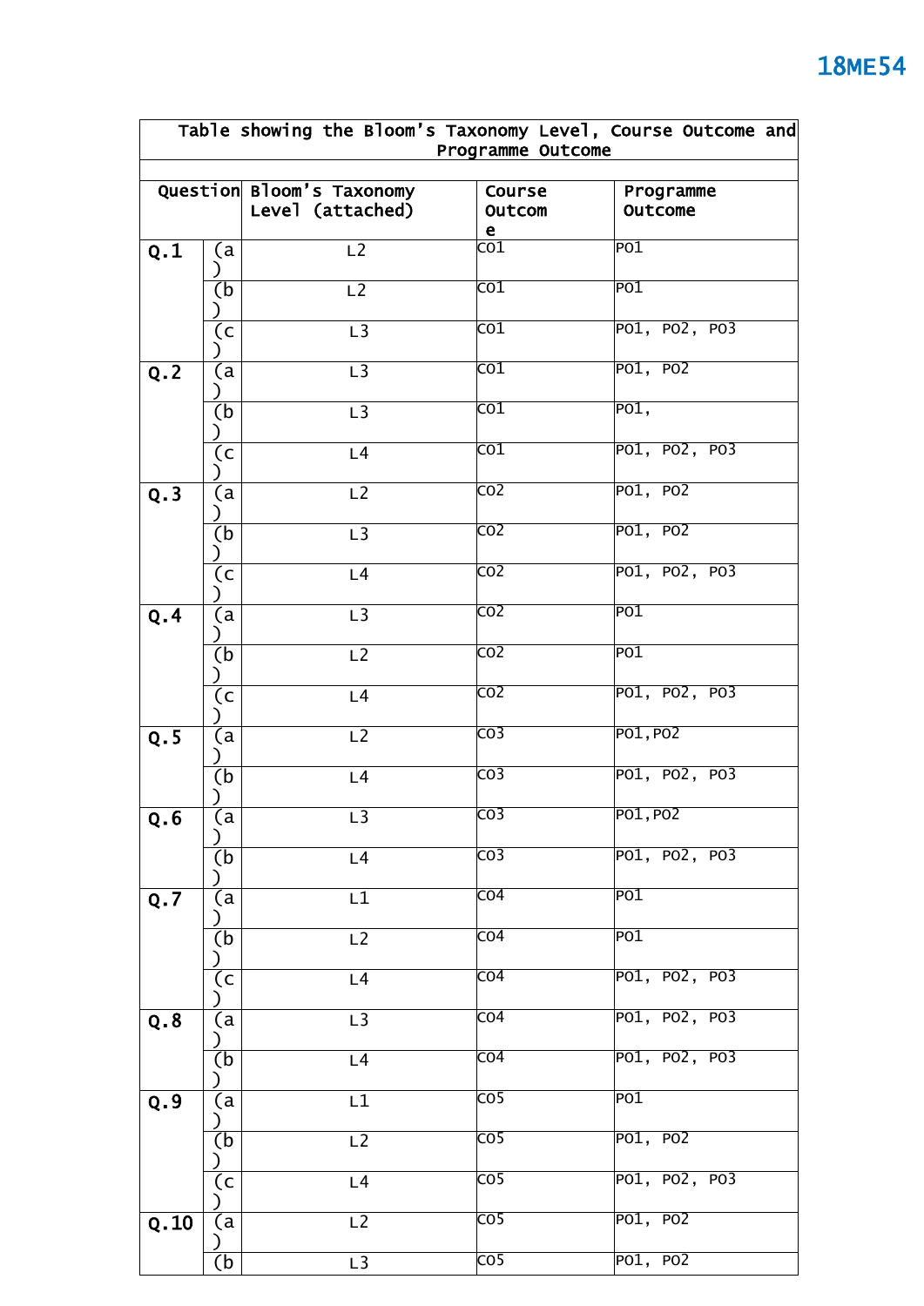Table showing the Bloom's Taxonomy Level, Course Outcome and Programme Outcome

| Question | | Bloom's Taxonomy Level (attached) | Course Outcome | Programme Outcome |
|---|---|---|---|---|
| Q.1 | (a) | L2 | CO1 | PO1 |
| | (b) | L2 | CO1 | PO1 |
| | (c) | L3 | CO1 | PO1, PO2, PO3 |
| Q.2 | (a) | L3 | CO1 | PO1, PO2 |
| | (b) | L3 | CO1 | PO1, |
| | (c) | L4 | CO1 | PO1, PO2, PO3 |
| Q.3 | (a) | L2 | CO2 | PO1, PO2 |
| | (b) | L3 | CO2 | PO1, PO2 |
| | (c) | L4 | CO2 | PO1, PO2, PO3 |
| Q.4 | (a) | L3 | CO2 | PO1 |
| | (b) | L2 | CO2 | PO1 |
| | (c) | L4 | CO2 | PO1, PO2, PO3 |
| Q.5 | (a) | L2 | CO3 | PO1,PO2 |
| | (b) | L4 | CO3 | PO1, PO2, PO3 |
| Q.6 | (a) | L3 | CO3 | PO1,PO2 |
| | (b) | L4 | CO3 | PO1, PO2, PO3 |
| Q.7 | (a) | L1 | CO4 | PO1 |
| | (b) | L2 | CO4 | PO1 |
| | (c) | L4 | CO4 | PO1, PO2, PO3 |
| Q.8 | (a) | L3 | CO4 | PO1, PO2, PO3 |
| | (b) | L4 | CO4 | PO1, PO2, PO3 |
| Q.9 | (a) | L1 | CO5 | PO1 |
| | (b) | L2 | CO5 | PO1, PO2 |
| | (c) | L4 | CO5 | PO1, PO2, PO3 |
| Q.10 | (a) | L2 | CO5 | PO1, PO2 |
| | (b) | L3 | CO5 | PO1, PO2 |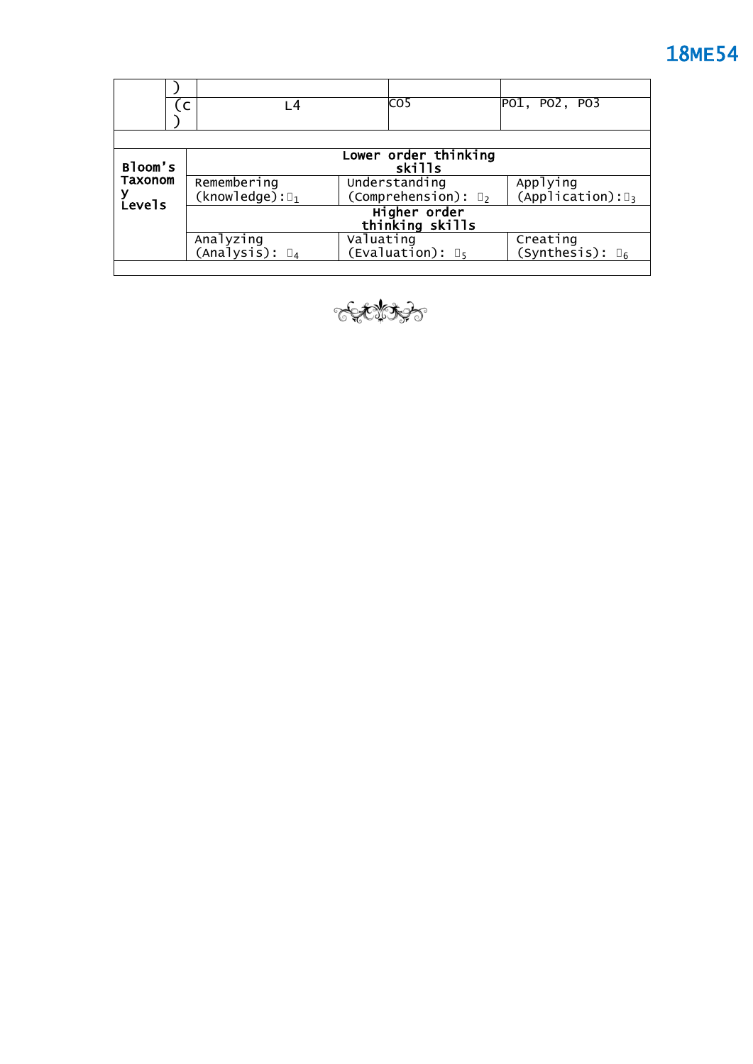| | | | | |
|---|---|---|---|---|
| | ) | | | |
| | (c) | L4 | CO5 | PO1, PO2, PO3 |

| | | | |
|---|---|---|---|
| **Bloom's Taxonomy Levels** | **Lower order thinking skills** | | |
| | Remembering (knowledge): $\square_1$ | Understanding (Comprehension): $\square_2$ | Applying (Application): $\square_3$ |
| | **Higher order thinking skills** | | |
| | Analyzing (Analysis): $\square_4$ | Valuating (Evaluation): $\square_5$ | Creating (Synthesis): $\square_6$ |